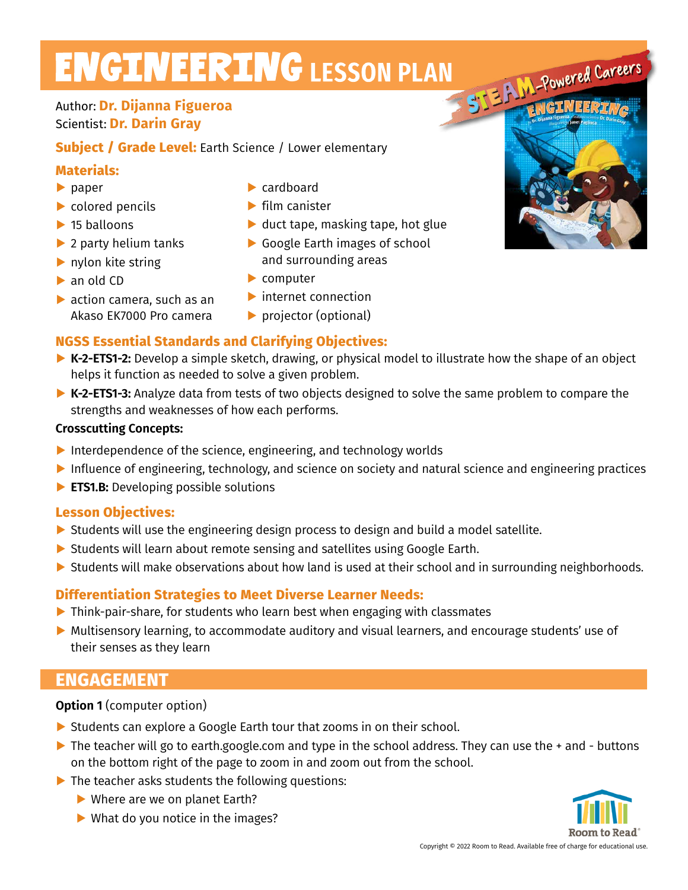# ENGINEERING LESSON PLAN

Author: **Dr. Dijanna Figueroa**
Scientist: **Dr. Darin Gray**

**Subject / Grade Level:** Earth Science / Lower elementary

### Materials:

- paper
- colored pencils
- 15 balloons
- 2 party helium tanks
- nylon kite string
- an old CD
- action camera, such as an Akaso EK7000 Pro camera
- cardboard
- film canister
- duct tape, masking tape, hot glue
- Google Earth images of school and surrounding areas
- computer
- internet connection
- projector (optional)

### NGSS Essential Standards and Clarifying Objectives:

- **K-2-ETS1-2:** Develop a simple sketch, drawing, or physical model to illustrate how the shape of an object helps it function as needed to solve a given problem.
- **K-2-ETS1-3:** Analyze data from tests of two objects designed to solve the same problem to compare the strengths and weaknesses of how each performs.

**Crosscutting Concepts:**

- Interdependence of the science, engineering, and technology worlds
- Influence of engineering, technology, and science on society and natural science and engineering practices
- **ETS1.B:** Developing possible solutions

### Lesson Objectives:

- Students will use the engineering design process to design and build a model satellite.
- Students will learn about remote sensing and satellites using Google Earth.
- Students will make observations about how land is used at their school and in surrounding neighborhoods.

### Differentiation Strategies to Meet Diverse Learner Needs:

- Think-pair-share, for students who learn best when engaging with classmates
- Multisensory learning, to accommodate auditory and visual learners, and encourage students' use of their senses as they learn

## ENGAGEMENT

**Option 1** (computer option)

- Students can explore a Google Earth tour that zooms in on their school.
- The teacher will go to earth.google.com and type in the school address. They can use the + and - buttons on the bottom right of the page to zoom in and zoom out from the school.
- The teacher asks students the following questions:
  - Where are we on planet Earth?
  - What do you notice in the images?

Copyright © 2022 Room to Read. Available free of charge for educational use.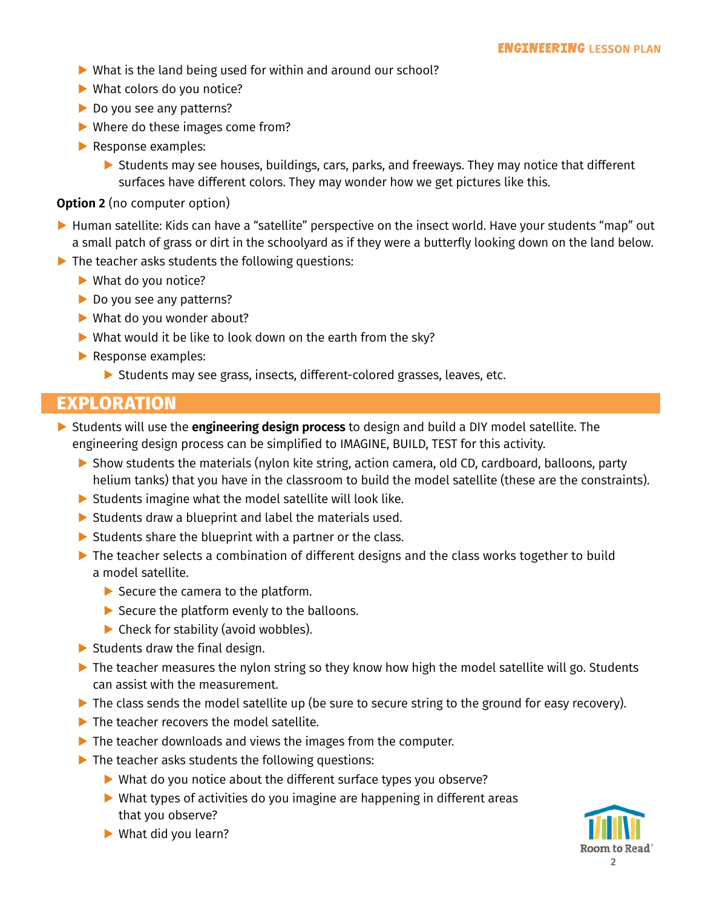- What is the land being used for within and around our school?
- What colors do you notice?
- Do you see any patterns?
- Where do these images come from?
- Response examples:
  - Students may see houses, buildings, cars, parks, and freeways. They may notice that different surfaces have different colors. They may wonder how we get pictures like this.

**Option 2** (no computer option)

- Human satellite: Kids can have a "satellite" perspective on the insect world. Have your students "map" out a small patch of grass or dirt in the schoolyard as if they were a butterfly looking down on the land below.
- The teacher asks students the following questions:
  - What do you notice?
  - Do you see any patterns?
  - What do you wonder about?
  - What would it be like to look down on the earth from the sky?
  - Response examples:
    - Students may see grass, insects, different-colored grasses, leaves, etc.

## EXPLORATION

- Students will use the **engineering design process** to design and build a DIY model satellite. The engineering design process can be simplified to IMAGINE, BUILD, TEST for this activity.
  - Show students the materials (nylon kite string, action camera, old CD, cardboard, balloons, party helium tanks) that you have in the classroom to build the model satellite (these are the constraints).
  - Students imagine what the model satellite will look like.
  - Students draw a blueprint and label the materials used.
  - Students share the blueprint with a partner or the class.
  - The teacher selects a combination of different designs and the class works together to build a model satellite.
    - Secure the camera to the platform.
    - Secure the platform evenly to the balloons.
    - Check for stability (avoid wobbles).
  - Students draw the final design.
  - The teacher measures the nylon string so they know how high the model satellite will go. Students can assist with the measurement.
  - The class sends the model satellite up (be sure to secure string to the ground for easy recovery).
  - The teacher recovers the model satellite.
  - The teacher downloads and views the images from the computer.
  - The teacher asks students the following questions:
    - What do you notice about the different surface types you observe?
    - What types of activities do you imagine are happening in different areas that you observe?
    - What did you learn?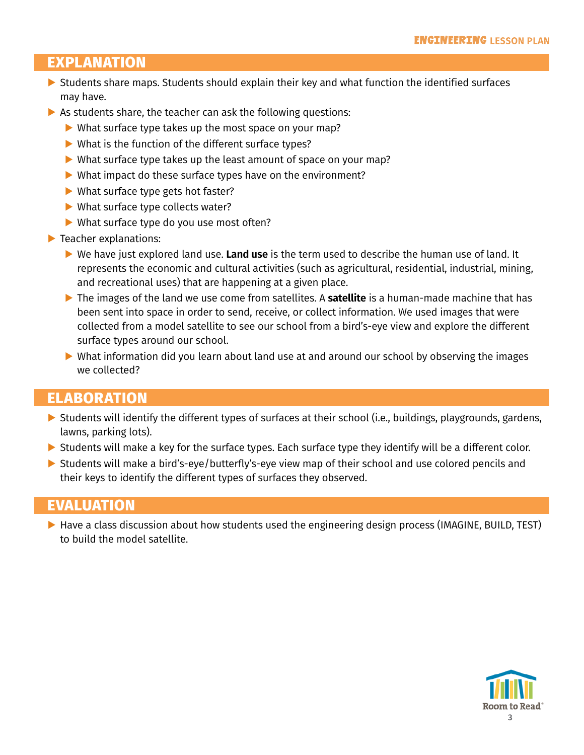## EXPLANATION

- Students share maps. Students should explain their key and what function the identified surfaces may have.
- As students share, the teacher can ask the following questions:
  - What surface type takes up the most space on your map?
  - What is the function of the different surface types?
  - What surface type takes up the least amount of space on your map?
  - What impact do these surface types have on the environment?
  - What surface type gets hot faster?
  - What surface type collects water?
  - What surface type do you use most often?
- Teacher explanations:
  - We have just explored land use. **Land use** is the term used to describe the human use of land. It represents the economic and cultural activities (such as agricultural, residential, industrial, mining, and recreational uses) that are happening at a given place.
  - The images of the land we use come from satellites. A **satellite** is a human-made machine that has been sent into space in order to send, receive, or collect information. We used images that were collected from a model satellite to see our school from a bird's-eye view and explore the different surface types around our school.
  - What information did you learn about land use at and around our school by observing the images we collected?

## ELABORATION

- Students will identify the different types of surfaces at their school (i.e., buildings, playgrounds, gardens, lawns, parking lots).
- Students will make a key for the surface types. Each surface type they identify will be a different color.
- Students will make a bird's-eye/butterfly's-eye view map of their school and use colored pencils and their keys to identify the different types of surfaces they observed.

## EVALUATION

- Have a class discussion about how students used the engineering design process (IMAGINE, BUILD, TEST) to build the model satellite.